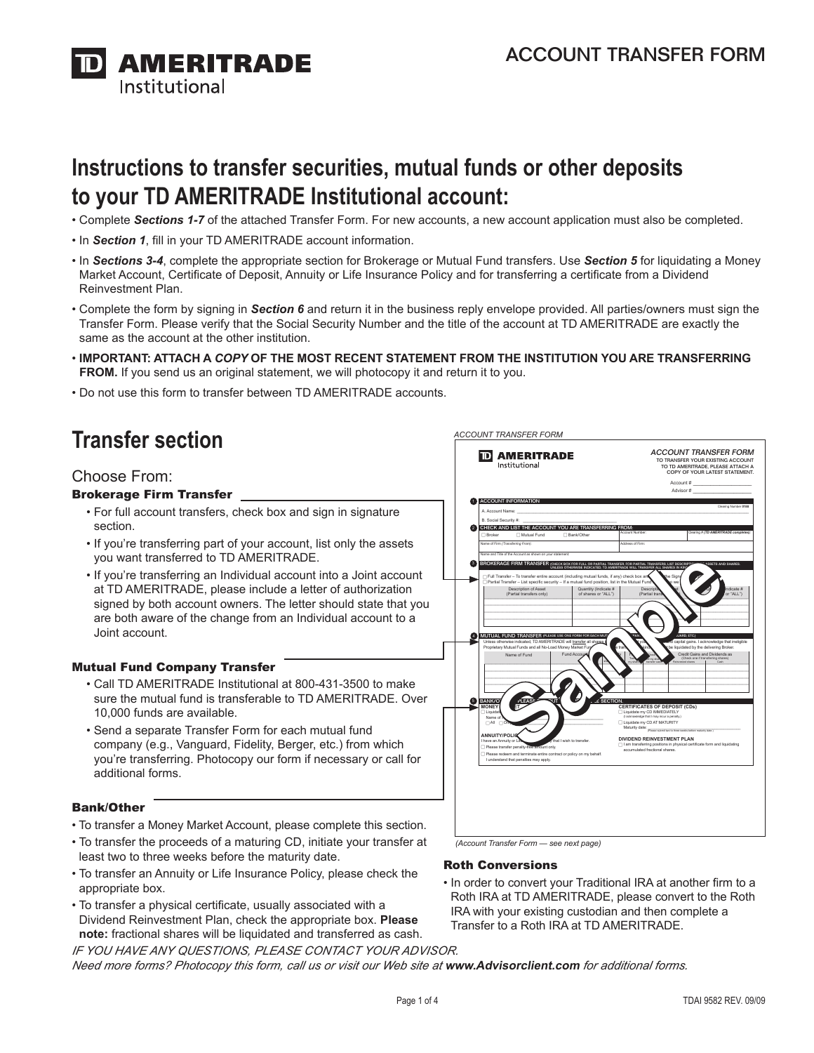# ACCOUNT TRANSFER FORM

## Instructions to transfer securities, mutual funds or other deposits to your TD AMERITRADE Institutional account:

- Complete ***Sections 1-7*** of the attached Transfer Form. For new accounts, a new account application must also be completed.
- In ***Section 1***, fill in your TD AMERITRADE account information.
- In ***Sections 3-4***, complete the appropriate section for Brokerage or Mutual Fund transfers. Use ***Section 5*** for liquidating a Money Market Account, Certificate of Deposit, Annuity or Life Insurance Policy and for transferring a certificate from a Dividend Reinvestment Plan.
- Complete the form by signing in ***Section 6*** and return it in the business reply envelope provided. All parties/owners must sign the Transfer Form. Please verify that the Social Security Number and the title of the account at TD AMERITRADE are exactly the same as the account at the other institution.
- **IMPORTANT: ATTACH A *COPY* OF THE MOST RECENT STATEMENT FROM THE INSTITUTION YOU ARE TRANSFERRING FROM.** If you send us an original statement, we will photocopy it and return it to you.
- Do not use this form to transfer between TD AMERITRADE accounts.

## Transfer section

Choose From:

### Brokerage Firm Transfer

- For full account transfers, check box and sign in signature section.
- If you're transferring part of your account, list only the assets you want transferred to TD AMERITRADE.
- If you're transferring an Individual account into a Joint account at TD AMERITRADE, please include a letter of authorization signed by both account owners. The letter should state that you are both aware of the change from an Individual account to a Joint account.

### Mutual Fund Company Transfer

- Call TD AMERITRADE Institutional at 800-431-3500 to make sure the mutual fund is transferable to TD AMERITRADE. Over 10,000 funds are available.
- Send a separate Transfer Form for each mutual fund company (e.g., Vanguard, Fidelity, Berger, etc.) from which you're transferring. Photocopy our form if necessary or call for additional forms.

### Bank/Other

- To transfer a Money Market Account, please complete this section.
- To transfer the proceeds of a maturing CD, initiate your transfer at least two to three weeks before the maturity date.
- To transfer an Annuity or Life Insurance Policy, please check the appropriate box.
- To transfer a physical certificate, usually associated with a Dividend Reinvestment Plan, check the appropriate box. **Please note:** fractional shares will be liquidated and transferred as cash.

*ACCOUNT TRANSFER FORM*

*(Account Transfer Form — see next page)*

### Roth Conversions

- In order to convert your Traditional IRA at another firm to a Roth IRA at TD AMERITRADE, please convert to the Roth IRA with your existing custodian and then complete a Transfer to a Roth IRA at TD AMERITRADE.

*IF YOU HAVE ANY QUESTIONS, PLEASE CONTACT YOUR ADVISOR.*

*Need more forms? Photocopy this form, call us or visit our Web site at **www.Advisorclient.com** for additional forms.*

TDAI 9582 REV. 09/09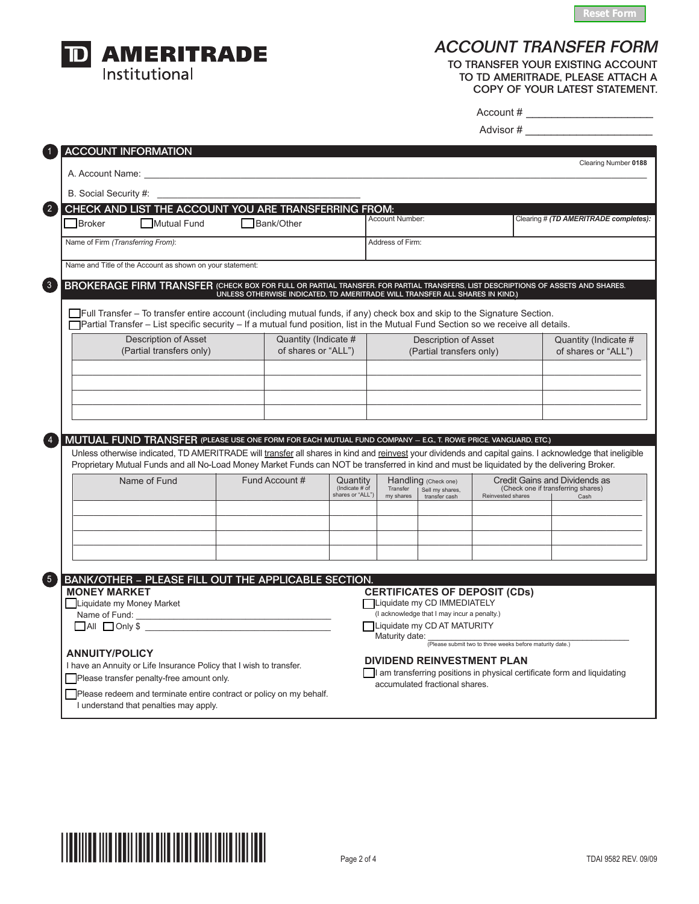# TD AMERITRADE Institutional

## ACCOUNT TRANSFER FORM

TO TRANSFER YOUR EXISTING ACCOUNT TO TD AMERITRADE, PLEASE ATTACH A COPY OF YOUR LATEST STATEMENT.

Account # ______________________

Advisor # ______________________

## 1 ACCOUNT INFORMATION

Clearing Number **0188**

A. Account Name: ______________________________________________

B. Social Security #: ______________________________

## 2 CHECK AND LIST THE ACCOUNT YOU ARE TRANSFERRING FROM:

☐ Broker ☐ Mutual Fund ☐ Bank/Other

Account Number:

Clearing # *(TD AMERITRADE completes):*

Name of Firm *(Transferring From)*:

Address of Firm:

Name and Title of the Account as shown on your statement:

## 3 BROKERAGE FIRM TRANSFER (CHECK BOX FOR FULL OR PARTIAL TRANSFER. FOR PARTIAL TRANSFERS, LIST DESCRIPTIONS OF ASSETS AND SHARES. UNLESS OTHERWISE INDICATED, TD AMERITRADE WILL TRANSFER ALL SHARES IN KIND.)

☐ Full Transfer – To transfer entire account (including mutual funds, if any) check box and skip to the Signature Section.

☐ Partial Transfer – List specific security – If a mutual fund position, list in the Mutual Fund Section so we receive all details.

| Description of Asset (Partial transfers only) | Quantity (Indicate # of shares or "ALL") | Description of Asset (Partial transfers only) | Quantity (Indicate # of shares or "ALL") |
|---|---|---|---|
| | | | |
| | | | |
| | | | |
| | | | |

## 4 MUTUAL FUND TRANSFER (PLEASE USE ONE FORM FOR EACH MUTUAL FUND COMPANY — E.G., T. ROWE PRICE, VANGUARD, ETC.)

Unless otherwise indicated, TD AMERITRADE will transfer all shares in kind and reinvest your dividends and capital gains. I acknowledge that ineligible Proprietary Mutual Funds and all No-Load Money Market Funds can NOT be transferred in kind and must be liquidated by the delivering Broker.

| Name of Fund | Fund Account # | Quantity (Indicate # of shares or "ALL") | Handling (Check one) | | Credit Gains and Dividends as (Check one if transferring shares) | |
|---|---|---|---|---|---|---|
| | | | Transfer my shares | Sell my shares, transfer cash | Reinvested shares | Cash |
| | | | | | | |
| | | | | | | |
| | | | | | | |
| | | | | | | |

## 5 BANK/OTHER – PLEASE FILL OUT THE APPLICABLE SECTION.

### MONEY MARKET

☐ Liquidate my Money Market

Name of Fund: ______________________________

☐ All ☐ Only $ ______________________________

### ANNUITY/POLICY

I have an Annuity or Life Insurance Policy that I wish to transfer.

☐ Please transfer penalty-free amount only.

☐ Please redeem and terminate entire contract or policy on my behalf. I understand that penalties may apply.

### CERTIFICATES OF DEPOSIT (CDs)

☐ Liquidate my CD IMMEDIATELY
(I acknowledge that I may incur a penalty.)

☐ Liquidate my CD AT MATURITY

Maturity date: ______________________________
(Please submit two to three weeks before maturity date.)

### DIVIDEND REINVESTMENT PLAN

☐ I am transferring positions in physical certificate form and liquidating accumulated fractional shares.

TDAI 9582 REV. 09/09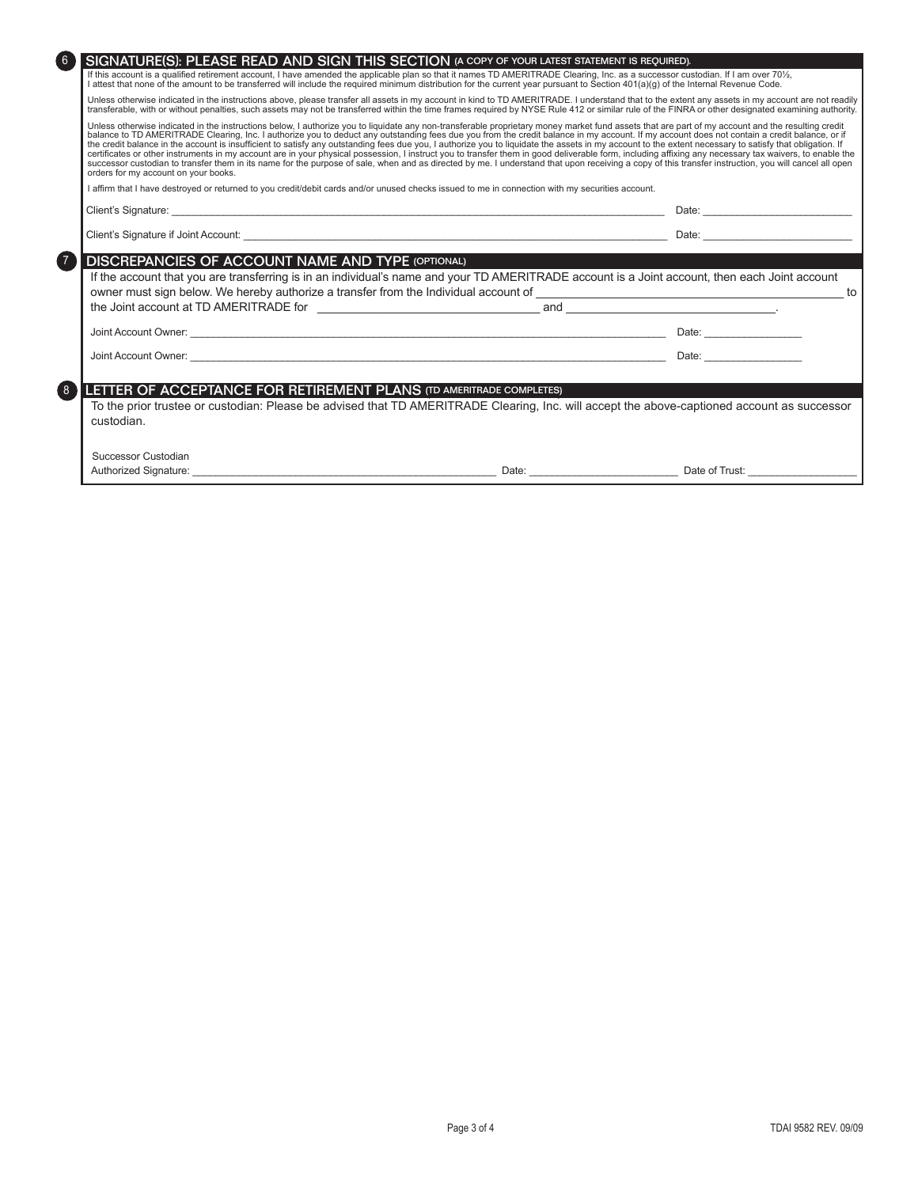## 6 SIGNATURE(S): PLEASE READ AND SIGN THIS SECTION (A COPY OF YOUR LATEST STATEMENT IS REQUIRED).

If this account is a qualified retirement account, I have amended the applicable plan so that it names TD AMERITRADE Clearing, Inc. as a successor custodian. If I am over 70½, I attest that none of the amount to be transferred will include the required minimum distribution for the current year pursuant to Section 401(a)(g) of the Internal Revenue Code.

Unless otherwise indicated in the instructions above, please transfer all assets in my account in kind to TD AMERITRADE. I understand that to the extent any assets in my account are not readily transferable, with or without penalties, such assets may not be transferred within the time frames required by NYSE Rule 412 or similar rule of the FINRA or other designated examining authority.

Unless otherwise indicated in the instructions below, I authorize you to liquidate any non-transferable proprietary money market fund assets that are part of my account and the resulting credit balance to TD AMERITRADE Clearing, Inc. I authorize you to deduct any outstanding fees due you from the credit balance in my account. If my account does not contain a credit balance, or if the credit balance in the account is insufficient to satisfy any outstanding fees due you, I authorize you to liquidate the assets in my account to the extent necessary to satisfy that obligation. If certificates or other instruments in my account are in your physical possession, I instruct you to transfer them in good deliverable form, including affixing any necessary tax waivers, to enable the successor custodian to transfer them in its name for the purpose of sale, when and as directed by me. I understand that upon receiving a copy of this transfer instruction, you will cancel all open orders for my account on your books.

I affirm that I have destroyed or returned to you credit/debit cards and/or unused checks issued to me in connection with my securities account.

Client's Signature: ______________________________ Date: ______________

Client's Signature if Joint Account: ______________________________ Date: ______________

## 7 DISCREPANCIES OF ACCOUNT NAME AND TYPE (OPTIONAL)

If the account that you are transferring is in an individual's name and your TD AMERITRADE account is a Joint account, then each Joint account owner must sign below. We hereby authorize a transfer from the Individual account of ______________________________ to the Joint account at TD AMERITRADE for ______________________ and ______________________.

Joint Account Owner: ______________________________ Date: ______________

Joint Account Owner: ______________________________ Date: ______________

## 8 LETTER OF ACCEPTANCE FOR RETIREMENT PLANS (TD AMERITRADE COMPLETES)

To the prior trustee or custodian: Please be advised that TD AMERITRADE Clearing, Inc. will accept the above-captioned account as successor custodian.

Successor Custodian
Authorized Signature: ______________________________ Date: ______________ Date of Trust: ______________

TDAI 9582 REV. 09/09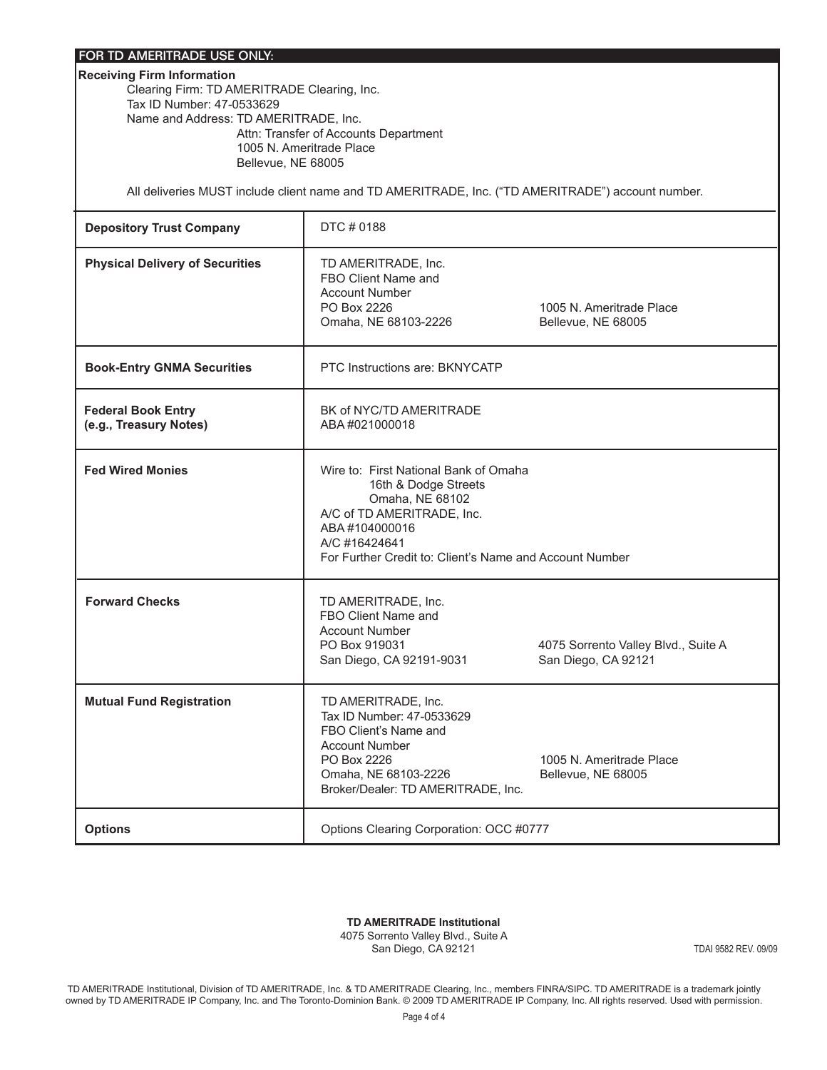## FOR TD AMERITRADE USE ONLY:

**Receiving Firm Information**

Clearing Firm: TD AMERITRADE Clearing, Inc.
Tax ID Number: 47-0533629
Name and Address: TD AMERITRADE, Inc.
Attn: Transfer of Accounts Department
1005 N. Ameritrade Place
Bellevue, NE 68005

All deliveries MUST include client name and TD AMERITRADE, Inc. ("TD AMERITRADE") account number.

| | |
|---|---|
| **Depository Trust Company** | DTC # 0188 |
| **Physical Delivery of Securities** | TD AMERITRADE, Inc.<br>FBO Client Name and<br>Account Number<br>PO Box 2226<br>Omaha, NE 68103-2226<br><br>1005 N. Ameritrade Place<br>Bellevue, NE 68005 |
| **Book-Entry GNMA Securities** | PTC Instructions are: BKNYCATP |
| **Federal Book Entry (e.g., Treasury Notes)** | BK of NYC/TD AMERITRADE<br>ABA #021000018 |
| **Fed Wired Monies** | Wire to: First National Bank of Omaha<br>16th & Dodge Streets<br>Omaha, NE 68102<br>A/C of TD AMERITRADE, Inc.<br>ABA #104000016<br>A/C #16424641<br>For Further Credit to: Client's Name and Account Number |
| **Forward Checks** | TD AMERITRADE, Inc.<br>FBO Client Name and<br>Account Number<br>PO Box 919031<br>San Diego, CA 92191-9031<br><br>4075 Sorrento Valley Blvd., Suite A<br>San Diego, CA 92121 |
| **Mutual Fund Registration** | TD AMERITRADE, Inc.<br>Tax ID Number: 47-0533629<br>FBO Client's Name and<br>Account Number<br>PO Box 2226<br>Omaha, NE 68103-2226<br>Broker/Dealer: TD AMERITRADE, Inc.<br><br>1005 N. Ameritrade Place<br>Bellevue, NE 68005 |
| **Options** | Options Clearing Corporation: OCC #0777 |

**TD AMERITRADE Institutional**
4075 Sorrento Valley Blvd., Suite A
San Diego, CA 92121

TDAI 9582 REV. 09/09

TD AMERITRADE Institutional, Division of TD AMERITRADE, Inc. & TD AMERITRADE Clearing, Inc., members FINRA/SIPC. TD AMERITRADE is a trademark jointly owned by TD AMERITRADE IP Company, Inc. and The Toronto-Dominion Bank. © 2009 TD AMERITRADE IP Company, Inc. All rights reserved. Used with permission.